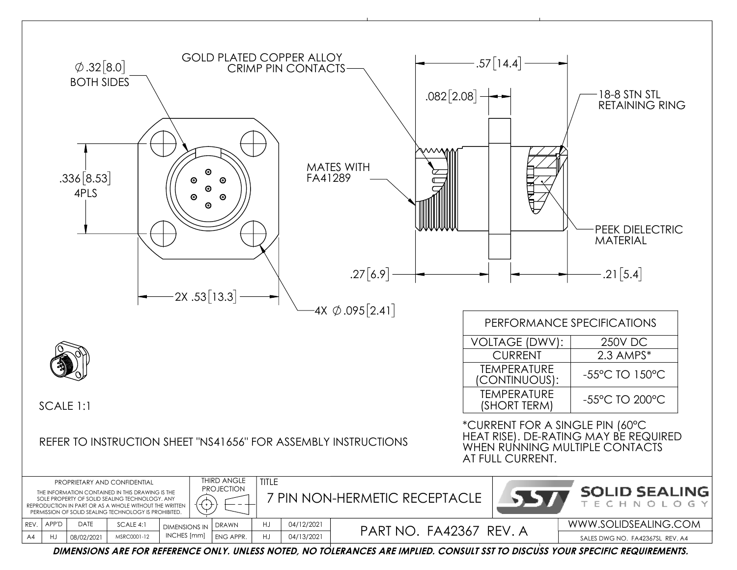GOLD PLATED COPPER ALLOY CRIMP PIN CONTACTS

∅.32[8.0] BOTH SIDES

.336[8.53] 4PLS

2X .53[13.3]

4X ∅.095[2.41]

.57[14.4]

.082[2.08]

18-8 STN STL RETAINING RING

MATES WITH FA41289

PEEK DIELECTRIC MATERIAL

.27[6.9]

.21[5.4]

SCALE 1:1

REFER TO INSTRUCTION SHEET "NS41656" FOR ASSEMBLY INSTRUCTIONS

| PERFORMANCE SPECIFICATIONS | |
|---|---|
| VOLTAGE (DWV): | 250V DC |
| CURRENT | 2.3 AMPS* |
| TEMPERATURE (CONTINUOUS): | -55°C TO 150°C |
| TEMPERATURE (SHORT TERM) | -55°C TO 200°C |

*CURRENT FOR A SINGLE PIN (60°C HEAT RISE). DE-RATING MAY BE REQUIRED WHEN RUNNING MULTIPLE CONTACTS AT FULL CURRENT.

PROPRIETARY AND CONFIDENTIAL

THE INFORMATION CONTAINED IN THIS DRAWING IS THE SOLE PROPERTY OF SOLID SEALING TECHNOLOGY. ANY REPRODUCTION IN PART OR AS A WHOLE WITHOUT THE WRITTEN PERMISSION OF SOLID SEALING TECHNOLOGY IS PROHIBITED.

THIRD ANGLE PROJECTION

TITLE: 7 PIN NON-HERMETIC RECEPTACLE

SOLID SEALING TECHNOLOGY

| REV. | APP'D | DATE | SCALE 4:1 | DIMENSIONS IN INCHES [mm] | DRAWN | HJ | 04/12/2021 | PART NO. FA42367 REV. A |
|---|---|---|---|---|---|---|---|---|
| A4 | HJ | 08/02/2021 | MSRC0001-12 | | ENG APPR. | HJ | 04/13/2021 | |

WWW.SOLIDSEALING.COM

SALES DWG NO. FA42367SL REV. A4

***DIMENSIONS ARE FOR REFERENCE ONLY. UNLESS NOTED, NO TOLERANCES ARE IMPLIED. CONSULT SST TO DISCUSS YOUR SPECIFIC REQUIREMENTS.***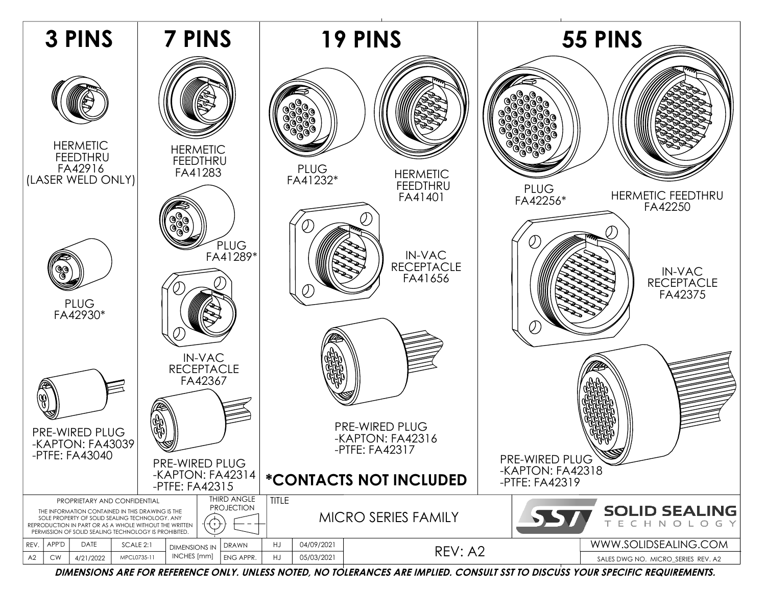# 3 PINS

HERMETIC FEEDTHRU
FA42916
(LASER WELD ONLY)

PLUG
FA42930*

PRE-WIRED PLUG
-KAPTON: FA43039
-PTFE: FA43040

# 7 PINS

HERMETIC FEEDTHRU
FA41283

PLUG
FA41289*

IN-VAC RECEPTACLE
FA42367

PRE-WIRED PLUG
-KAPTON: FA42314
-PTFE: FA42315

# 19 PINS

PLUG
FA41232*

HERMETIC FEEDTHRU
FA41401

IN-VAC RECEPTACLE
FA41656

PRE-WIRED PLUG
-KAPTON: FA42316
-PTFE: FA42317

**\*CONTACTS NOT INCLUDED**

# 55 PINS

PLUG
FA42256*

HERMETIC FEEDTHRU
FA42250

IN-VAC RECEPTACLE
FA42375

PRE-WIRED PLUG
-KAPTON: FA42318
-PTFE: FA42319

PROPRIETARY AND CONFIDENTIAL

THE INFORMATION CONTAINED IN THIS DRAWING IS THE SOLE PROPERTY OF SOLID SEALING TECHNOLOGY. ANY REPRODUCTION IN PART OR AS A WHOLE WITHOUT THE WRITTEN PERMISSION OF SOLID SEALING TECHNOLOGY IS PROHIBITED.

THIRD ANGLE PROJECTION

TITLE: MICRO SERIES FAMILY

SOLID SEALING TECHNOLOGY

| REV. | APP'D | DATE | SCALE 2:1 | DIMENSIONS IN INCHES [mm] | DRAWN | HJ | 04/09/2021 | REV: A2 | WWW.SOLIDSEALING.COM |
|---|---|---|---|---|---|---|---|---|---|
| A2 | CW | 4/21/2022 | MPCL0735-11 | | ENG APPR. | HJ | 05/03/2021 | | SALES DWG NO. MICRO_SERIES REV. A2 |

***DIMENSIONS ARE FOR REFERENCE ONLY. UNLESS NOTED, NO TOLERANCES ARE IMPLIED. CONSULT SST TO DISCUSS YOUR SPECIFIC REQUIREMENTS.***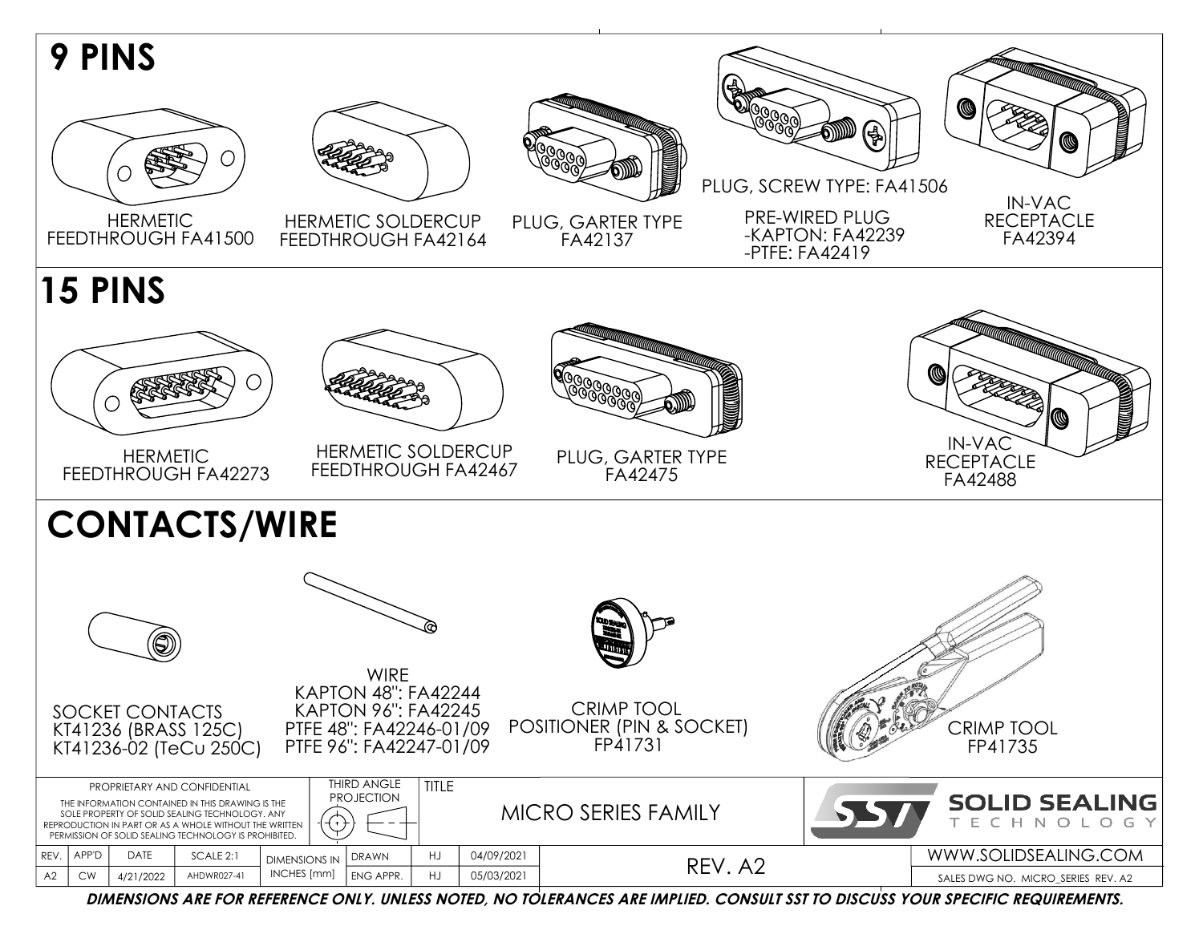# 9 PINS

HERMETIC FEEDTHROUGH FA41500

HERMETIC SOLDERCUP FEEDTHROUGH FA42164

PLUG, GARTER TYPE FA42137

PLUG, SCREW TYPE: FA41506

PRE-WIRED PLUG
-KAPTON: FA42239
-PTFE: FA42419

IN-VAC RECEPTACLE FA42394

# 15 PINS

HERMETIC FEEDTHROUGH FA42273

HERMETIC SOLDERCUP FEEDTHROUGH FA42467

PLUG, GARTER TYPE FA42475

IN-VAC RECEPTACLE FA42488

# CONTACTS/WIRE

SOCKET CONTACTS
KT41236 (BRASS 125C)
KT41236-02 (TeCu 250C)

WIRE
KAPTON 48": FA42244
KAPTON 96": FA42245
PTFE 48": FA42246-01/09
PTFE 96": FA42247-01/09

CRIMP TOOL POSITIONER (PIN & SOCKET) FP41731

CRIMP TOOL FP41735

PROPRIETARY AND CONFIDENTIAL

THE INFORMATION CONTAINED IN THIS DRAWING IS THE SOLE PROPERTY OF SOLID SEALING TECHNOLOGY. ANY REPRODUCTION IN PART OR AS A WHOLE WITHOUT THE WRITTEN PERMISSION OF SOLID SEALING TECHNOLOGY IS PROHIBITED.

THIRD ANGLE PROJECTION

TITLE: MICRO SERIES FAMILY

SOLID SEALING TECHNOLOGY

| REV. | APP'D | DATE | SCALE 2:1 | DIMENSIONS IN INCHES [mm] | DRAWN | HJ | 04/09/2021 | REV. A2 | WWW.SOLIDSEALING.COM |
|---|---|---|---|---|---|---|---|---|---|
| A2 | CW | 4/21/2022 | AHDWR027-41 | | ENG APPR. | HJ | 05/03/2021 | | SALES DWG NO. MICRO_SERIES REV. A2 |

***DIMENSIONS ARE FOR REFERENCE ONLY. UNLESS NOTED, NO TOLERANCES ARE IMPLIED. CONSULT SST TO DISCUSS YOUR SPECIFIC REQUIREMENTS.***